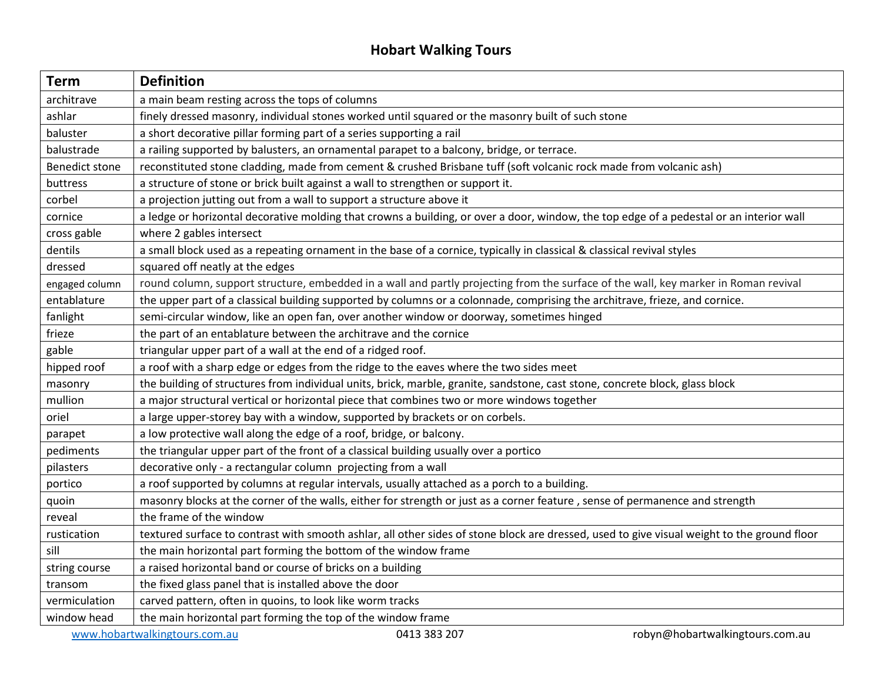# Hobart Walking Tours

| Term | Definition |
|---|---|
| architrave | a main beam resting across the tops of columns |
| ashlar | finely dressed masonry, individual stones worked until squared or the masonry built of such stone |
| baluster | a short decorative pillar forming part of a series supporting a rail |
| balustrade | a railing supported by balusters, an ornamental parapet to a balcony, bridge, or terrace. |
| Benedict stone | reconstituted stone cladding, made from cement & crushed Brisbane tuff (soft volcanic rock made from volcanic ash) |
| buttress | a structure of stone or brick built against a wall to strengthen or support it. |
| corbel | a projection jutting out from a wall to support a structure above it |
| cornice | a ledge or horizontal decorative molding that crowns a building, or over a door, window, the top edge of a pedestal or an interior wall |
| cross gable | where 2 gables intersect |
| dentils | a small block used as a repeating ornament in the base of a cornice, typically in classical & classical revival styles |
| dressed | squared off neatly at the edges |
| engaged column | round column, support structure, embedded in a wall and partly projecting from the surface of the wall, key marker in Roman revival |
| entablature | the upper part of a classical building supported by columns or a colonnade, comprising the architrave, frieze, and cornice. |
| fanlight | semi-circular window, like an open fan, over another window or doorway, sometimes hinged |
| frieze | the part of an entablature between the architrave and the cornice |
| gable | triangular upper part of a wall at the end of a ridged roof. |
| hipped roof | a roof with a sharp edge or edges from the ridge to the eaves where the two sides meet |
| masonry | the building of structures from individual units, brick, marble, granite, sandstone, cast stone, concrete block, glass block |
| mullion | a major structural vertical or horizontal piece that combines two or more windows together |
| oriel | a large upper-storey bay with a window, supported by brackets or on corbels. |
| parapet | a low protective wall along the edge of a roof, bridge, or balcony. |
| pediments | the triangular upper part of the front of a classical building usually over a portico |
| pilasters | decorative only - a rectangular column projecting from a wall |
| portico | a roof supported by columns at regular intervals, usually attached as a porch to a building. |
| quoin | masonry blocks at the corner of the walls, either for strength or just as a corner feature , sense of permanence and strength |
| reveal | the frame of the window |
| rustication | textured surface to contrast with smooth ashlar, all other sides of stone block are dressed, used to give visual weight to the ground floor |
| sill | the main horizontal part forming the bottom of the window frame |
| string course | a raised horizontal band or course of bricks on a building |
| transom | the fixed glass panel that is installed above the door |
| vermiculation | carved pattern, often in quoins, to look like worm tracks |
| window head | the main horizontal part forming the top of the window frame |

www.hobartwalkingtours.com.au 0413 383 207 robyn@hobartwalkingtours.com.au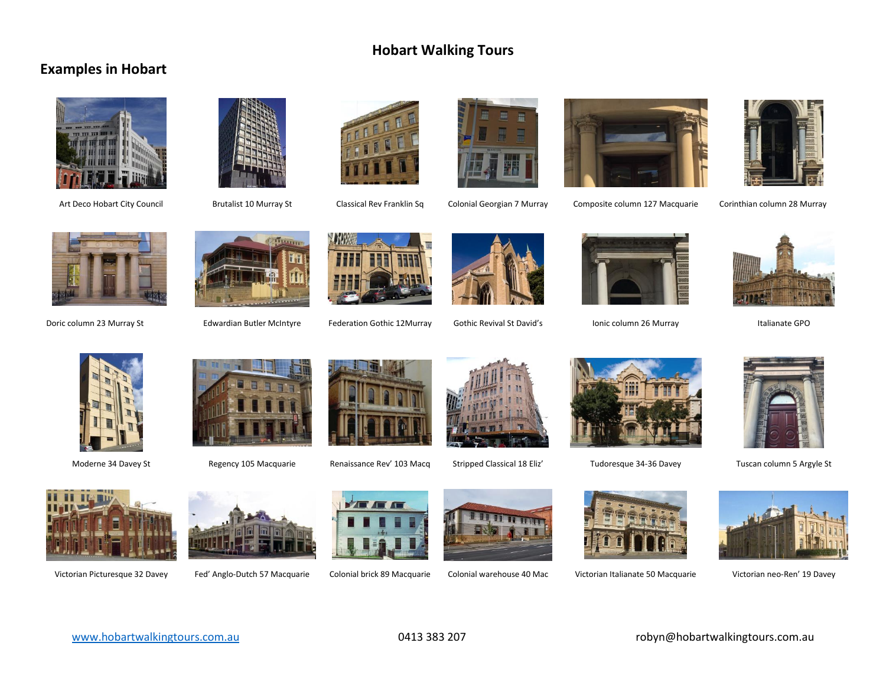# Hobart Walking Tours

## Examples in Hobart

Art Deco Hobart City Council

Brutalist 10 Murray St

Classical Rev Franklin Sq

Colonial Georgian 7 Murray

Composite column 127 Macquarie

Corinthian column 28 Murray

Doric column 23 Murray St

Edwardian Butler McIntyre

Federation Gothic 12Murray

Gothic Revival St David's

Ionic column 26 Murray

Italianate GPO

Moderne 34 Davey St

Regency 105 Macquarie

Renaissance Rev' 103 Macq

Stripped Classical 18 Eliz'

Tudoresque 34-36 Davey

Tuscan column 5 Argyle St

Victorian Picturesque 32 Davey

Fed' Anglo-Dutch 57 Macquarie

Colonial brick 89 Macquarie

Colonial warehouse 40 Mac

Victorian Italianate 50 Macquarie

Victorian neo-Ren' 19 Davey

www.hobartwalkingtours.com.au    0413 383 207    robyn@hobartwalkingtours.com.au